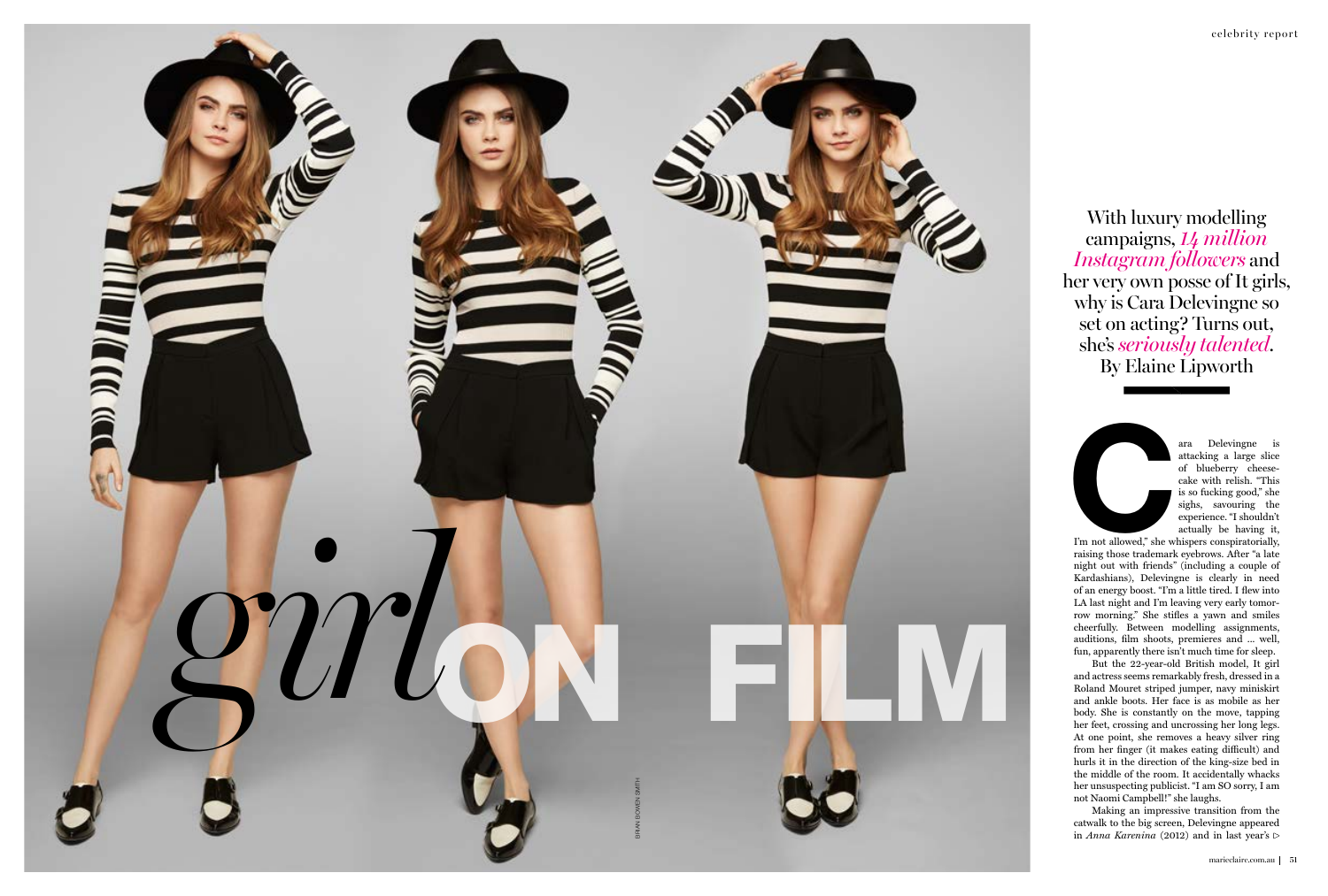# *girl* ON FILM

With luxury modelling campaigns, *14 million Instagram followers* and her very own posse of It girls, why is Cara Delevingne so set on acting? Turns out, she's *seriously talented*. By Elaine Lipworth

Cara Delevingne is attacking a large slice of blueberry cheesecake with relish. "This is so fucking good," she sighs, savouring the experience. "I shouldn't actually be having it, I'm not allowed," she whispers conspiratorially, raising those trademark eyebrows. After "a late night out with friends" (including a couple of Kardashians), Delevingne is clearly in need of an energy boost. "I'm a little tired. I flew into LA last night and I'm leaving very early tomorrow morning." She stifles a yawn and smiles cheerfully. Between modelling assignments, auditions, film shoots, premieres and ... well, fun, apparently there isn't much time for sleep.

But the 22-year-old British model, It girl and actress seems remarkably fresh, dressed in a Roland Mouret striped jumper, navy miniskirt and ankle boots. Her face is as mobile as her body. She is constantly on the move, tapping her feet, crossing and uncrossing her long legs. At one point, she removes a heavy silver ring from her finger (it makes eating difficult) and hurls it in the direction of the king-size bed in the middle of the room. It accidentally whacks her unsuspecting publicist. "I am SO sorry, I am not Naomi Campbell!" she laughs.

Making an impressive transition from the catwalk to the big screen, Delevingne appeared in *Anna Karenina* (2012) and in last year's ▷

BRIAN BOWEN SMITH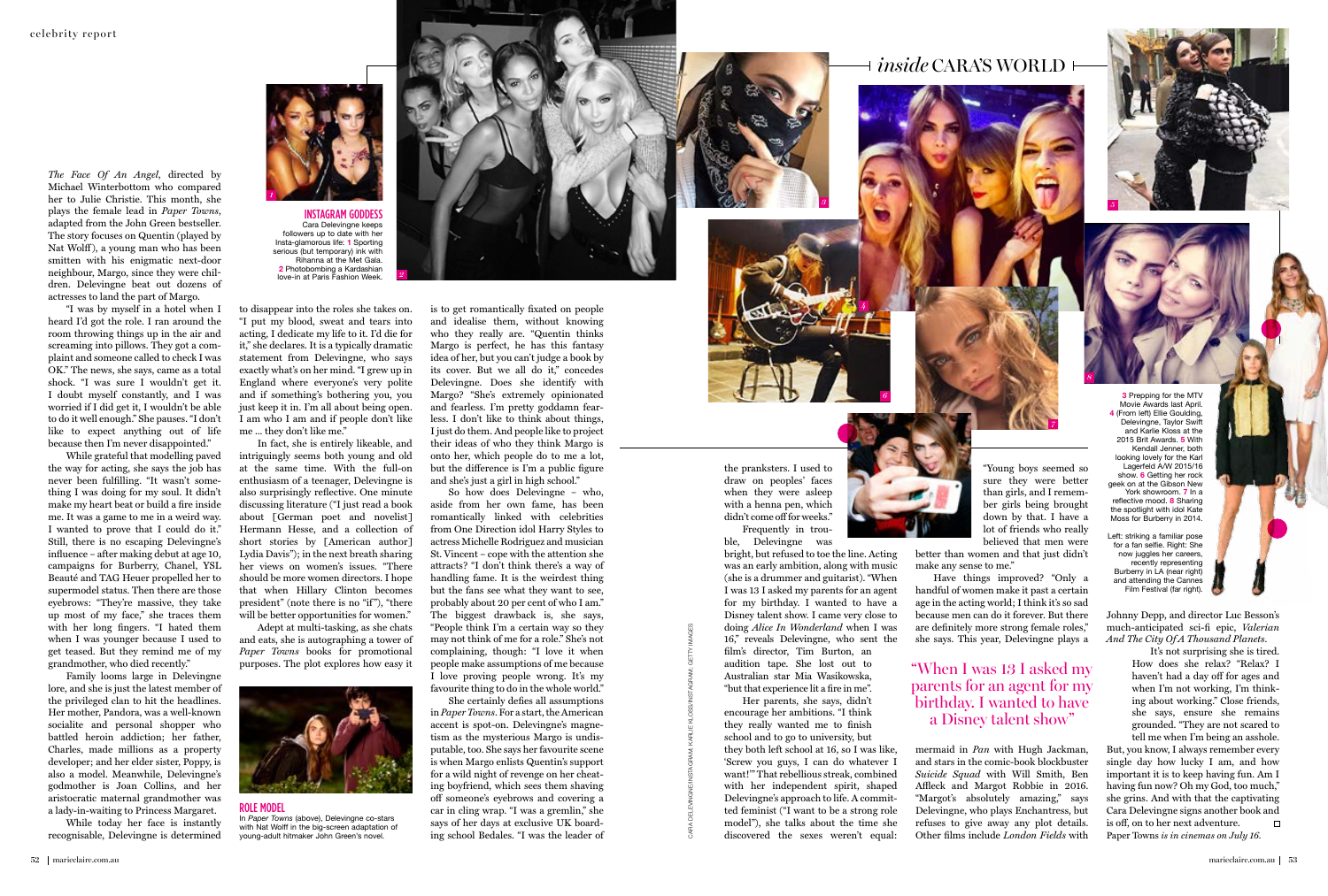*The Face Of An Angel*, directed by Michael Winterbottom who compared her to Julie Christie. This month, she plays the female lead in *Paper Towns*, adapted from the John Green bestseller. The story focuses on Quentin (played by Nat Wolff), a young man who has been smitten with his enigmatic next-door neighbour, Margo, since they were children. Delevingne beat out dozens of actresses to land the part of Margo.

"I was by myself in a hotel when I heard I'd got the role. I ran around the room throwing things up in the air and screaming into pillows. They got a complaint and someone called to check I was OK." The news, she says, came as a total shock. "I was sure I wouldn't get it. I doubt myself constantly, and I was worried if I did get it, I wouldn't be able to do it well enough." She pauses. "I don't like to expect anything out of life because then I'm never disappointed."

While grateful that modelling paved the way for acting, she says the job has never been fulfilling. "It wasn't something I was doing for my soul. It didn't make my heart beat or build a fire inside me. It was a game to me in a weird way. I wanted to prove that I could do it." Still, there is no escaping Delevingne's influence – after making debut at age 10, campaigns for Burberry, Chanel, YSL Beauté and TAG Heuer propelled her to supermodel status. Then there are those eyebrows: "They're massive, they take up most of my face," she traces them with her long fingers. "I hated them when I was younger because I used to get teased. But they remind me of my grandmother, who died recently."

Family looms large in Delevingne lore, and she is just the latest member of the privileged clan to hit the headlines. Her mother, Pandora, was a well-known socialite and personal shopper who battled heroin addiction; her father, Charles, made millions as a property developer; and her elder sister, Poppy, is also a model. Meanwhile, Delevingne's godmother is Joan Collins, and her aristocratic maternal grandmother was a lady-in-waiting to Princess Margaret.

While today her face is instantly recognisable, Delevingne is determined to disappear into the roles she takes on. "I put my blood, sweat and tears into acting, I dedicate my life to it. I'd die for it," she declares. It is a typically dramatic statement from Delevingne, who says exactly what's on her mind. "I grew up in England where everyone's very polite and if something's bothering you, you just keep it in. I'm all about being open. I am who I am and if people don't like me ... they don't like me."

In fact, she is entirely likeable, and intriguingly seems both young and old at the same time. With the full-on enthusiasm of a teenager, Delevingne is also surprisingly reflective. One minute discussing literature ("I just read a book about [German poet and novelist] Hermann Hesse, and a collection of short stories by [American author] Lydia Davis"); in the next breath sharing her views on women's issues. "There should be more women directors. I hope that when Hillary Clinton becomes president" (note there is no "if"), "there will be better opportunities for women."

Adept at multi-tasking, as she chats and eats, she is autographing a tower of *Paper Towns* books for promotional purposes. The plot explores how easy it is to get romantically fixated on people and idealise them, without knowing who they really are. "Quentin thinks Margo is perfect, he has this fantasy idea of her, but you can't judge a book by its cover. But we all do it," concedes Delevingne. Does she identify with Margo? "She's extremely opinionated and fearless. I'm pretty goddamn fearless. I don't like to think about things, I just do them. And people like to project their ideas of who they think Margo is onto her, which people do to me a lot, but the difference is I'm a public figure and she's just a girl in high school."

So how does Delevingne – who, aside from her own fame, has been romantically linked with celebrities from One Direction idol Harry Styles to actress Michelle Rodriguez and musician St. Vincent – cope with the attention she attracts? "I don't think there's a way of handling fame. It is the weirdest thing but the fans see what they want to see, probably about 20 per cent of who I am." The biggest drawback is, she says, "People think I'm a certain way so they may not think of me for a role." She's not complaining, though: "I love it when people make assumptions of me because I love proving people wrong. It's my favourite thing to do in the whole world."

She certainly defies all assumptions in *Paper Towns*. For a start, the American accent is spot-on. Delevingne's magnetism as the mysterious Margo is undisputable, too. She says her favourite scene is when Margo enlists Quentin's support for a wild night of revenge on her cheating boyfriend, which sees them shaving off someone's eyebrows and covering a car in cling wrap. "I was a gremlin," she says of her days at exclusive UK boarding school Bedales. "I was the leader of the pranksters. I used to draw on peoples' faces when they were asleep with a henna pen, which didn't come off for weeks."

Frequently in trouble, Delevingne was bright, but refused to toe the line. Acting was an early ambition, along with music (she is a drummer and guitarist). "When I was 13 I asked my parents for an agent for my birthday. I wanted to have a Disney talent show. I came very close to doing *Alice In Wonderland* when I was 16," reveals Delevingne, who sent the film's director, Tim Burton, an audition tape. She lost out to Australian star Mia Wasikowska, "but that experience lit a fire in me".

Her parents, she says, didn't encourage her ambitions. "I think they really wanted me to finish school and to go to university, but they both left school at 16, so I was like, 'Screw you guys, I can do whatever I want!'" That rebellious streak, combined with her independent spirit, shaped Delevingne's approach to life. A committed feminist ("I want to be a strong role model"), she talks about the time she discovered the sexes weren't equal: "Young boys seemed so sure they were better than girls, and I remember girls being brought down by that. I have a lot of friends who really believed that men were better than women and that just didn't make any sense to me."

Have things improved? "Only a handful of women make it past a certain age in the acting world; I think it's so sad because men can do it forever. But there are definitely more strong female roles," she says. This year, Delevingne plays a mermaid in *Pan* with Hugh Jackman, and stars in the comic-book blockbuster *Suicide Squad* with Will Smith, Ben Affleck and Margot Robbie in 2016. "Margot's absolutely amazing," says Delevingne, who plays Enchantress, but refuses to give away any plot details. Other films include *London Fields* with Johnny Depp, and director Luc Besson's much-anticipated sci-fi epic, *Valerian And The City Of A Thousand Planets*.

"When I was 13 I asked my parents for an agent for my birthday. I wanted to have a Disney talent show"

It's not surprising she is tired. How does she relax? "Relax? I haven't had a day off for ages and when I'm not working, I'm thinking about working." Close friends, she says, ensure she remains grounded. "They are not scared to tell me when I'm being an asshole. But, you know, I always remember every single day how lucky I am, and how important it is to keep having fun. Am I having fun now? Oh my God, too much," she grins. And with that the captivating Cara Delevingne signs another book and is off, on to her next adventure. □

*Paper Towns is in cinemas on July 16.*

**INSTAGRAM GODDESS**
Cara Delevingne keeps followers up to date with her Insta-glamorous life: **1** Sporting serious (but temporary) ink with Rihanna at the Met Gala. **2** Photobombing a Kardashian love-in at Paris Fashion Week.

**ROLE MODEL**
In *Paper Towns* (above), Delevingne co-stars with Nat Wolff in the big-screen adaptation of young-adult hitmaker John Green's novel.

## *inside* CARA'S WORLD

**3** Prepping for the MTV Movie Awards last April. **4** (From left) Ellie Goulding, Delevingne, Taylor Swift and Karlie Kloss at the 2015 Brit Awards. **5** With Kendall Jenner, both looking lovely for the Karl Lagerfeld A/W 2015/16 show. **6** Getting her rock geek on at the Gibson New York showroom. **7** In a reflective mood. **8** Sharing the spotlight with idol Kate Moss for Burberry in 2014.

Left: striking a familiar pose for a fan selfie. Right: She now juggles her careers, recently representing Burberry in LA (near right) and attending the Cannes Film Festival (far right).

CARA DELEVINGNE/INSTAGRAM; KARLIE KLOSS/INSTAGRAM; GETTY IMAGES